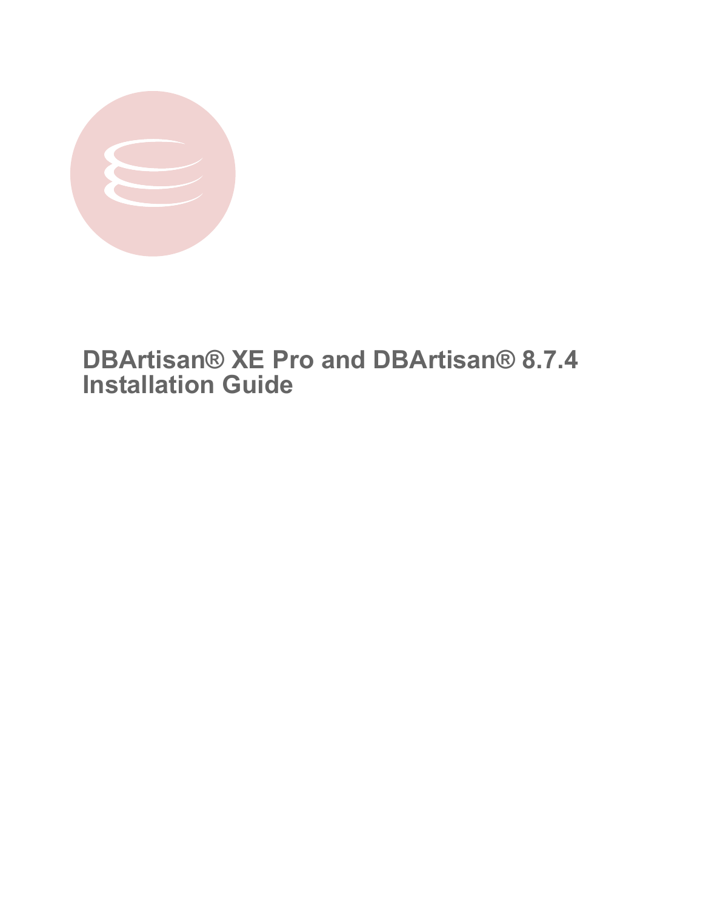# DBArtisan® XE Pro and DBArtisan® 8.7.4 Installation Guide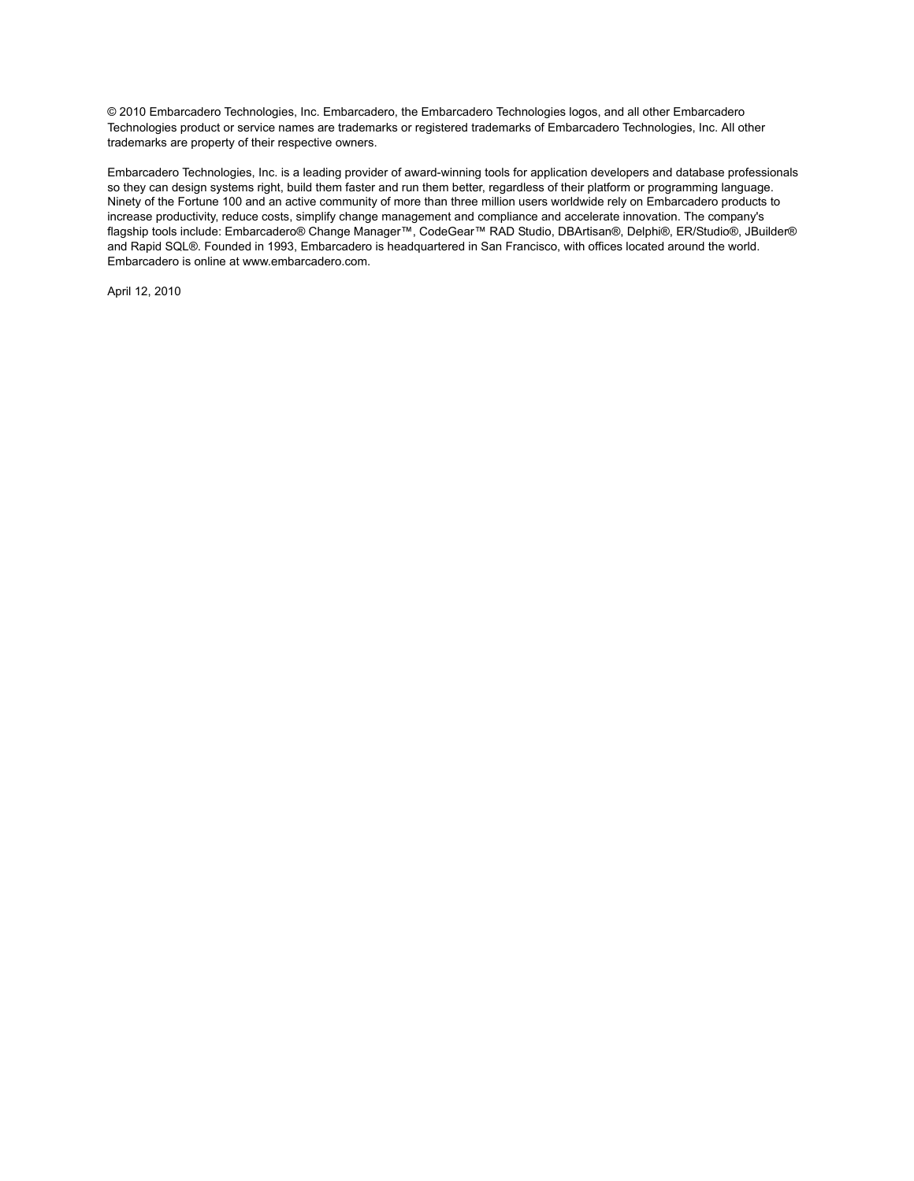© 2010 Embarcadero Technologies, Inc. Embarcadero, the Embarcadero Technologies logos, and all other Embarcadero Technologies product or service names are trademarks or registered trademarks of Embarcadero Technologies, Inc. All other trademarks are property of their respective owners.

Embarcadero Technologies, Inc. is a leading provider of award-winning tools for application developers and database professionals so they can design systems right, build them faster and run them better, regardless of their platform or programming language. Ninety of the Fortune 100 and an active community of more than three million users worldwide rely on Embarcadero products to increase productivity, reduce costs, simplify change management and compliance and accelerate innovation. The company's flagship tools include: Embarcadero® Change Manager™, CodeGear™ RAD Studio, DBArtisan®, Delphi®, ER/Studio®, JBuilder® and Rapid SQL®. Founded in 1993, Embarcadero is headquartered in San Francisco, with offices located around the world. Embarcadero is online at www.embarcadero.com.

April 12, 2010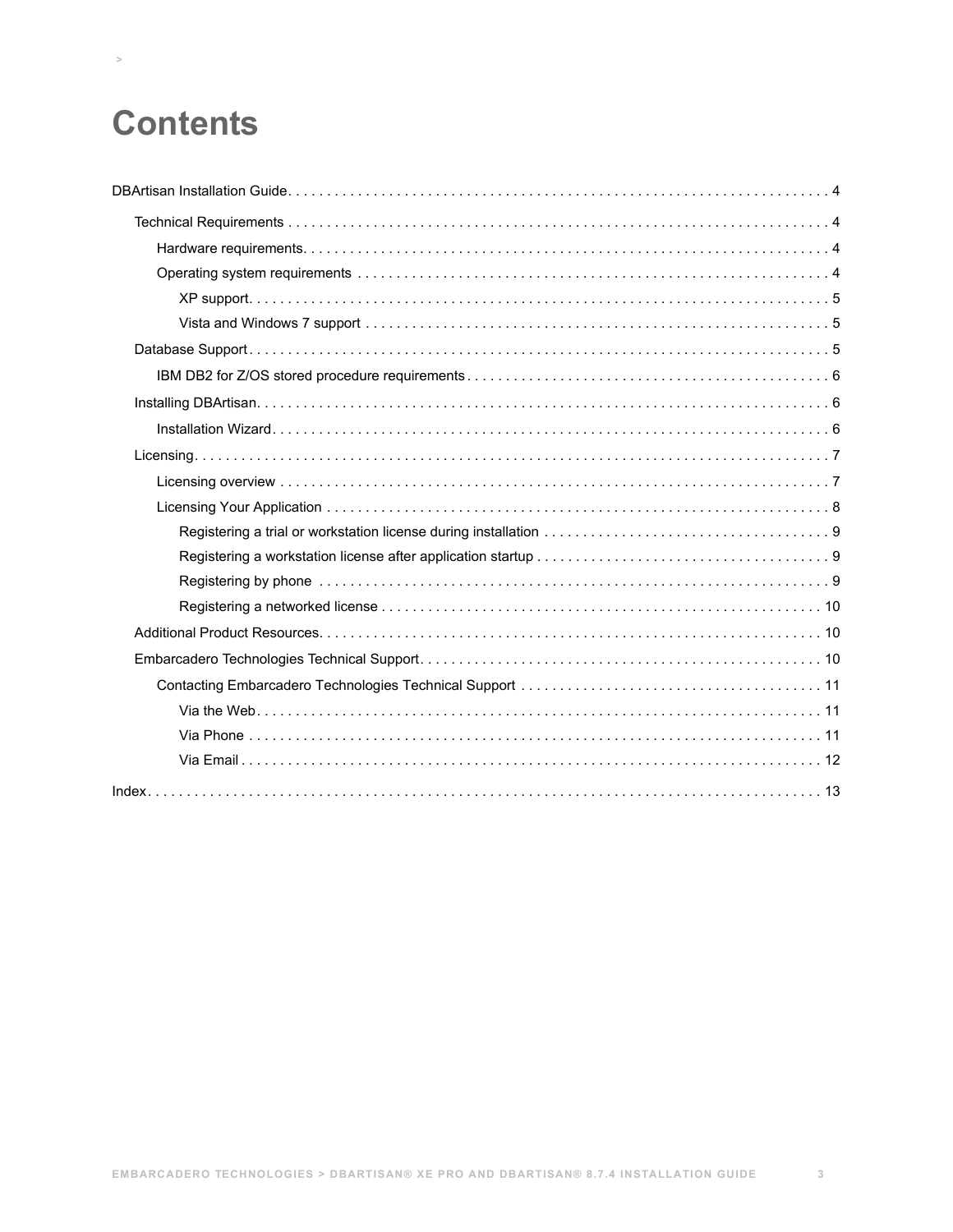# Contents

DBArtisan Installation Guide . . . . . . . . . . 4

- Technical Requirements . . . . . . . . . . 4
  - Hardware requirements . . . . . . . . . . 4
  - Operating system requirements . . . . . . . . . . 4
    - XP support . . . . . . . . . . 5
    - Vista and Windows 7 support . . . . . . . . . . 5
- Database Support . . . . . . . . . . 5
  - IBM DB2 for Z/OS stored procedure requirements . . . . . . . . . . 6
- Installing DBArtisan . . . . . . . . . . 6
  - Installation Wizard . . . . . . . . . . 6
- Licensing . . . . . . . . . . 7
  - Licensing overview . . . . . . . . . . 7
  - Licensing Your Application . . . . . . . . . . 8
    - Registering a trial or workstation license during installation . . . . . . . . . . 9
    - Registering a workstation license after application startup . . . . . . . . . . 9
    - Registering by phone . . . . . . . . . . 9
    - Registering a networked license . . . . . . . . . . 10
- Additional Product Resources . . . . . . . . . . 10
- Embarcadero Technologies Technical Support . . . . . . . . . . 10
  - Contacting Embarcadero Technologies Technical Support . . . . . . . . . . 11
    - Via the Web . . . . . . . . . . 11
    - Via Phone . . . . . . . . . . 11
    - Via Email . . . . . . . . . . 12

Index . . . . . . . . . . 13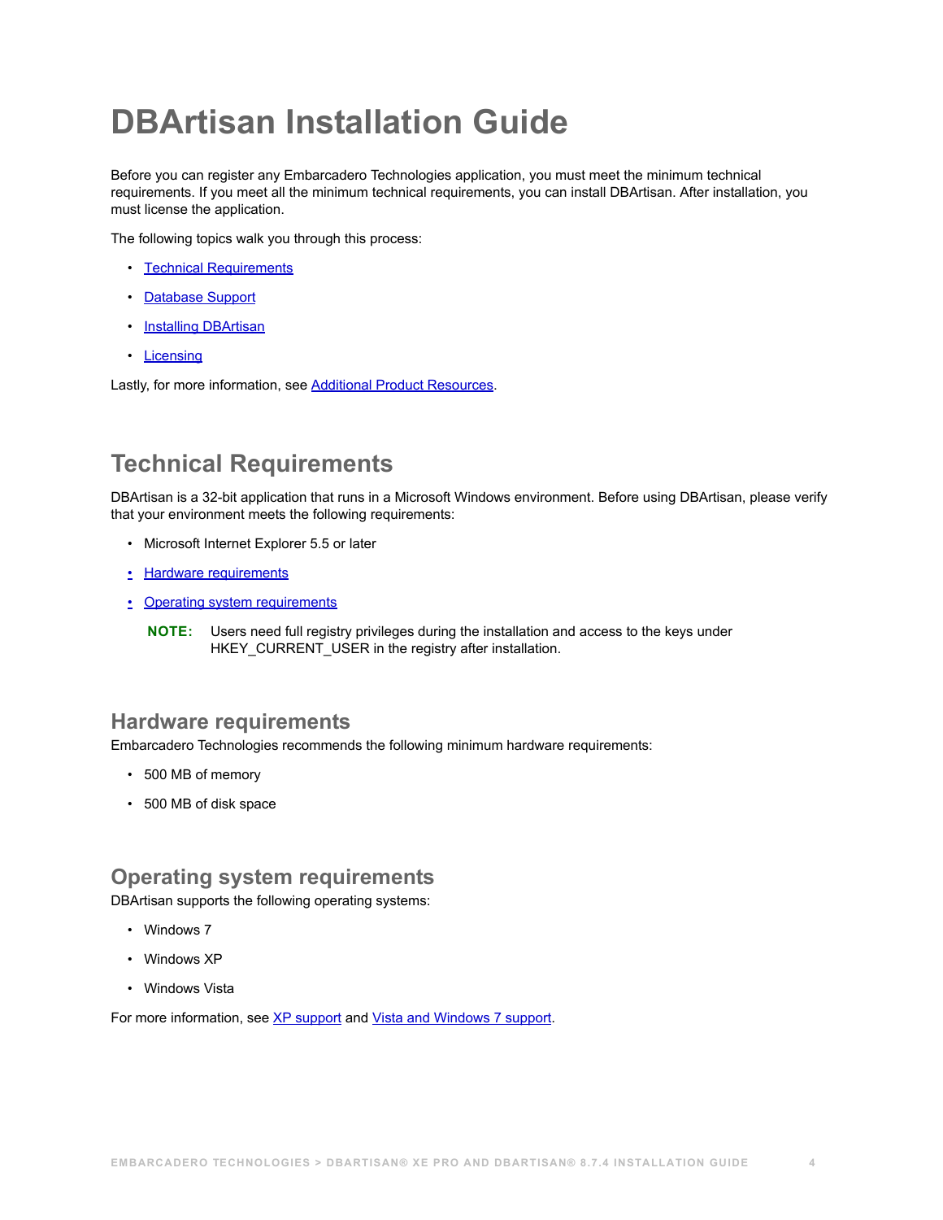# DBArtisan Installation Guide

Before you can register any Embarcadero Technologies application, you must meet the minimum technical requirements. If you meet all the minimum technical requirements, you can install DBArtisan. After installation, you must license the application.

The following topics walk you through this process:

- Technical Requirements
- Database Support
- Installing DBArtisan
- Licensing

Lastly, for more information, see Additional Product Resources.

## Technical Requirements

DBArtisan is a 32-bit application that runs in a Microsoft Windows environment. Before using DBArtisan, please verify that your environment meets the following requirements:

- Microsoft Internet Explorer 5.5 or later
- Hardware requirements
- Operating system requirements

**NOTE:** Users need full registry privileges during the installation and access to the keys under HKEY_CURRENT_USER in the registry after installation.

### Hardware requirements

Embarcadero Technologies recommends the following minimum hardware requirements:

- 500 MB of memory
- 500 MB of disk space

### Operating system requirements

DBArtisan supports the following operating systems:

- Windows 7
- Windows XP
- Windows Vista

For more information, see XP support and Vista and Windows 7 support.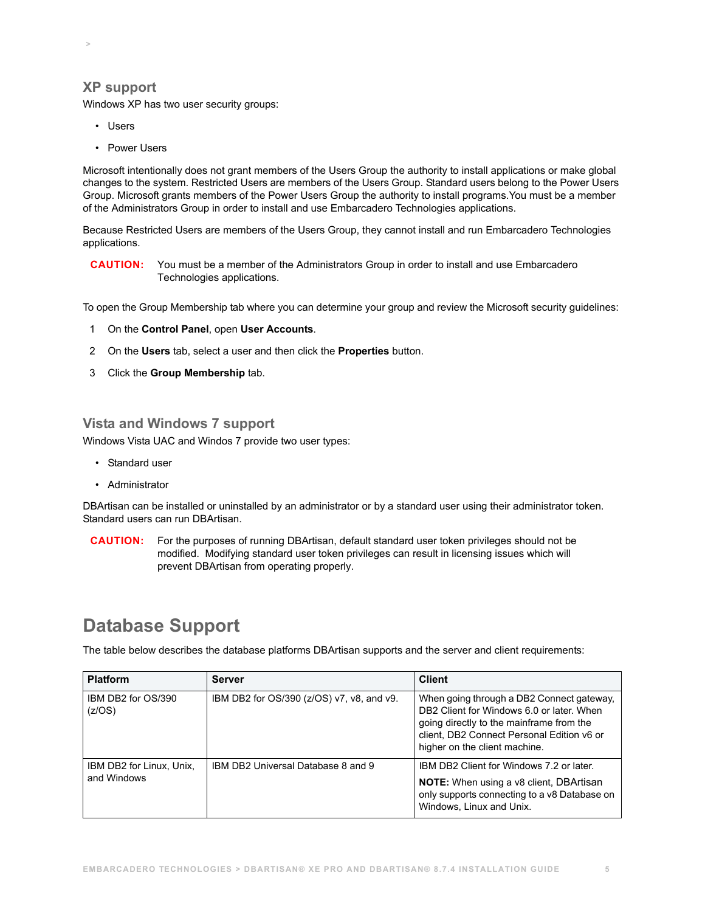## XP support

Windows XP has two user security groups:

- Users
- Power Users

Microsoft intentionally does not grant members of the Users Group the authority to install applications or make global changes to the system. Restricted Users are members of the Users Group. Standard users belong to the Power Users Group. Microsoft grants members of the Power Users Group the authority to install programs.You must be a member of the Administrators Group in order to install and use Embarcadero Technologies applications.

Because Restricted Users are members of the Users Group, they cannot install and run Embarcadero Technologies applications.

**CAUTION:** You must be a member of the Administrators Group in order to install and use Embarcadero Technologies applications.

To open the Group Membership tab where you can determine your group and review the Microsoft security guidelines:

1. On the **Control Panel**, open **User Accounts**.
2. On the **Users** tab, select a user and then click the **Properties** button.
3. Click the **Group Membership** tab.

## Vista and Windows 7 support

Windows Vista UAC and Windos 7 provide two user types:

- Standard user
- Administrator

DBArtisan can be installed or uninstalled by an administrator or by a standard user using their administrator token. Standard users can run DBArtisan.

**CAUTION:** For the purposes of running DBArtisan, default standard user token privileges should not be modified. Modifying standard user token privileges can result in licensing issues which will prevent DBArtisan from operating properly.

# Database Support

The table below describes the database platforms DBArtisan supports and the server and client requirements:

| Platform | Server | Client |
|---|---|---|
| IBM DB2 for OS/390 (z/OS) | IBM DB2 for OS/390 (z/OS) v7, v8, and v9. | When going through a DB2 Connect gateway, DB2 Client for Windows 6.0 or later. When going directly to the mainframe from the client, DB2 Connect Personal Edition v6 or higher on the client machine. |
| IBM DB2 for Linux, Unix, and Windows | IBM DB2 Universal Database 8 and 9 | IBM DB2 Client for Windows 7.2 or later. **NOTE:** When using a v8 client, DBArtisan only supports connecting to a v8 Database on Windows, Linux and Unix. |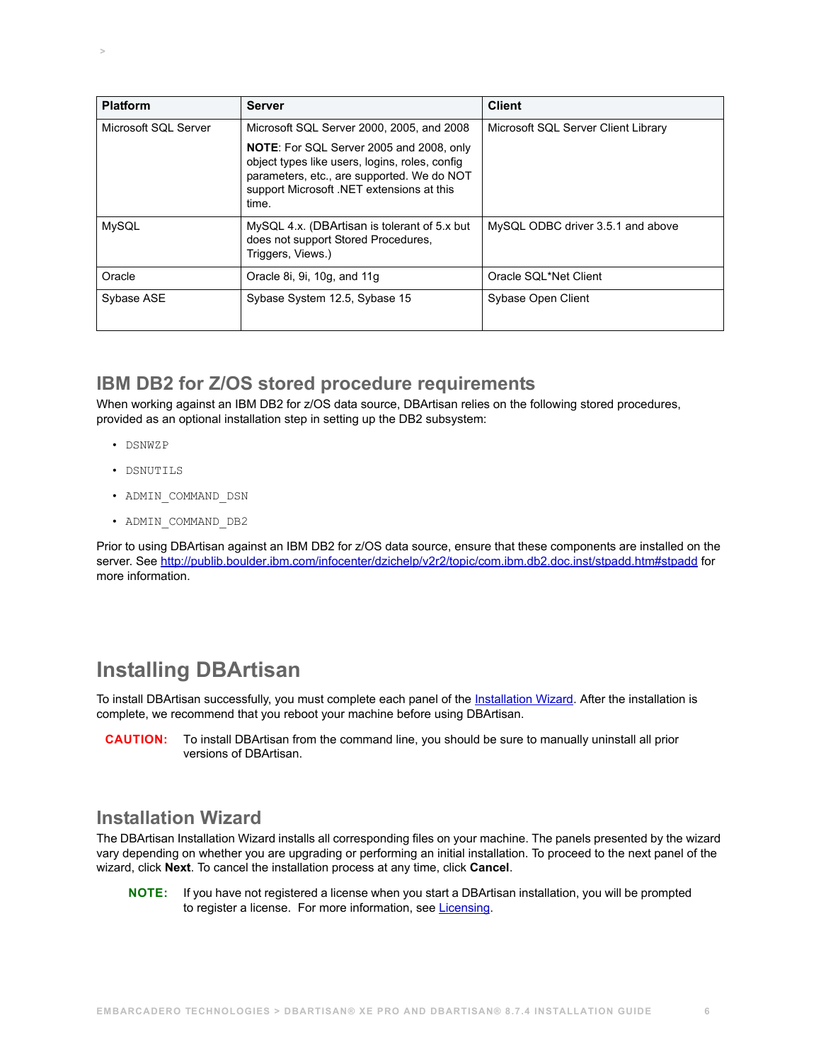| Platform | Server | Client |
|---|---|---|
| Microsoft SQL Server | Microsoft SQL Server 2000, 2005, and 2008<br><br>**NOTE**: For SQL Server 2005 and 2008, only object types like users, logins, roles, config parameters, etc., are supported. We do NOT support Microsoft .NET extensions at this time. | Microsoft SQL Server Client Library |
| MySQL | MySQL 4.x. (DBArtisan is tolerant of 5.x but does not support Stored Procedures, Triggers, Views.) | MySQL ODBC driver 3.5.1 and above |
| Oracle | Oracle 8i, 9i, 10g, and 11g | Oracle SQL*Net Client |
| Sybase ASE | Sybase System 12.5, Sybase 15 | Sybase Open Client |

## IBM DB2 for Z/OS stored procedure requirements

When working against an IBM DB2 for z/OS data source, DBArtisan relies on the following stored procedures, provided as an optional installation step in setting up the DB2 subsystem:

- `DSNWZP`
- `DSNUTILS`
- `ADMIN_COMMAND_DSN`
- `ADMIN_COMMAND_DB2`

Prior to using DBArtisan against an IBM DB2 for z/OS data source, ensure that these components are installed on the server. See http://publib.boulder.ibm.com/infocenter/dzichelp/v2r2/topic/com.ibm.db2.doc.inst/stpadd.htm#stpadd for more information.

# Installing DBArtisan

To install DBArtisan successfully, you must complete each panel of the Installation Wizard. After the installation is complete, we recommend that you reboot your machine before using DBArtisan.

**CAUTION:** To install DBArtisan from the command line, you should be sure to manually uninstall all prior versions of DBArtisan.

## Installation Wizard

The DBArtisan Installation Wizard installs all corresponding files on your machine. The panels presented by the wizard vary depending on whether you are upgrading or performing an initial installation. To proceed to the next panel of the wizard, click **Next**. To cancel the installation process at any time, click **Cancel**.

**NOTE:** If you have not registered a license when you start a DBArtisan installation, you will be prompted to register a license. For more information, see Licensing.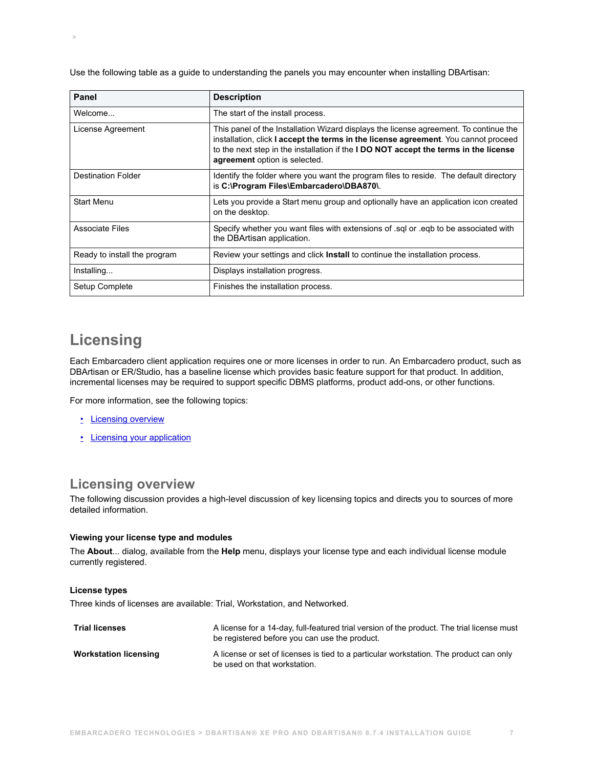Use the following table as a guide to understanding the panels you may encounter when installing DBArtisan:

| Panel | Description |
|---|---|
| Welcome... | The start of the install process. |
| License Agreement | This panel of the Installation Wizard displays the license agreement. To continue the installation, click **I accept the terms in the license agreement**. You cannot proceed to the next step in the installation if the **I DO NOT accept the terms in the license agreement** option is selected. |
| Destination Folder | Identify the folder where you want the program files to reside. The default directory is **C:\Program Files\Embarcadero\DBA870\**. |
| Start Menu | Lets you provide a Start menu group and optionally have an application icon created on the desktop. |
| Associate Files | Specify whether you want files with extensions of .sql or .eqb to be associated with the DBArtisan application. |
| Ready to install the program | Review your settings and click **Install** to continue the installation process. |
| Installing... | Displays installation progress. |
| Setup Complete | Finishes the installation process. |

# Licensing

Each Embarcadero client application requires one or more licenses in order to run. An Embarcadero product, such as DBArtisan or ER/Studio, has a baseline license which provides basic feature support for that product. In addition, incremental licenses may be required to support specific DBMS platforms, product add-ons, or other functions.

For more information, see the following topics:

- Licensing overview
- Licensing your application

## Licensing overview

The following discussion provides a high-level discussion of key licensing topics and directs you to sources of more detailed information.

#### Viewing your license type and modules

The **About**... dialog, available from the **Help** menu, displays your license type and each individual license module currently registered.

#### License types

Three kinds of licenses are available: Trial, Workstation, and Networked.

| | |
|---|---|
| **Trial licenses** | A license for a 14-day, full-featured trial version of the product. The trial license must be registered before you can use the product. |
| **Workstation licensing** | A license or set of licenses is tied to a particular workstation. The product can only be used on that workstation. |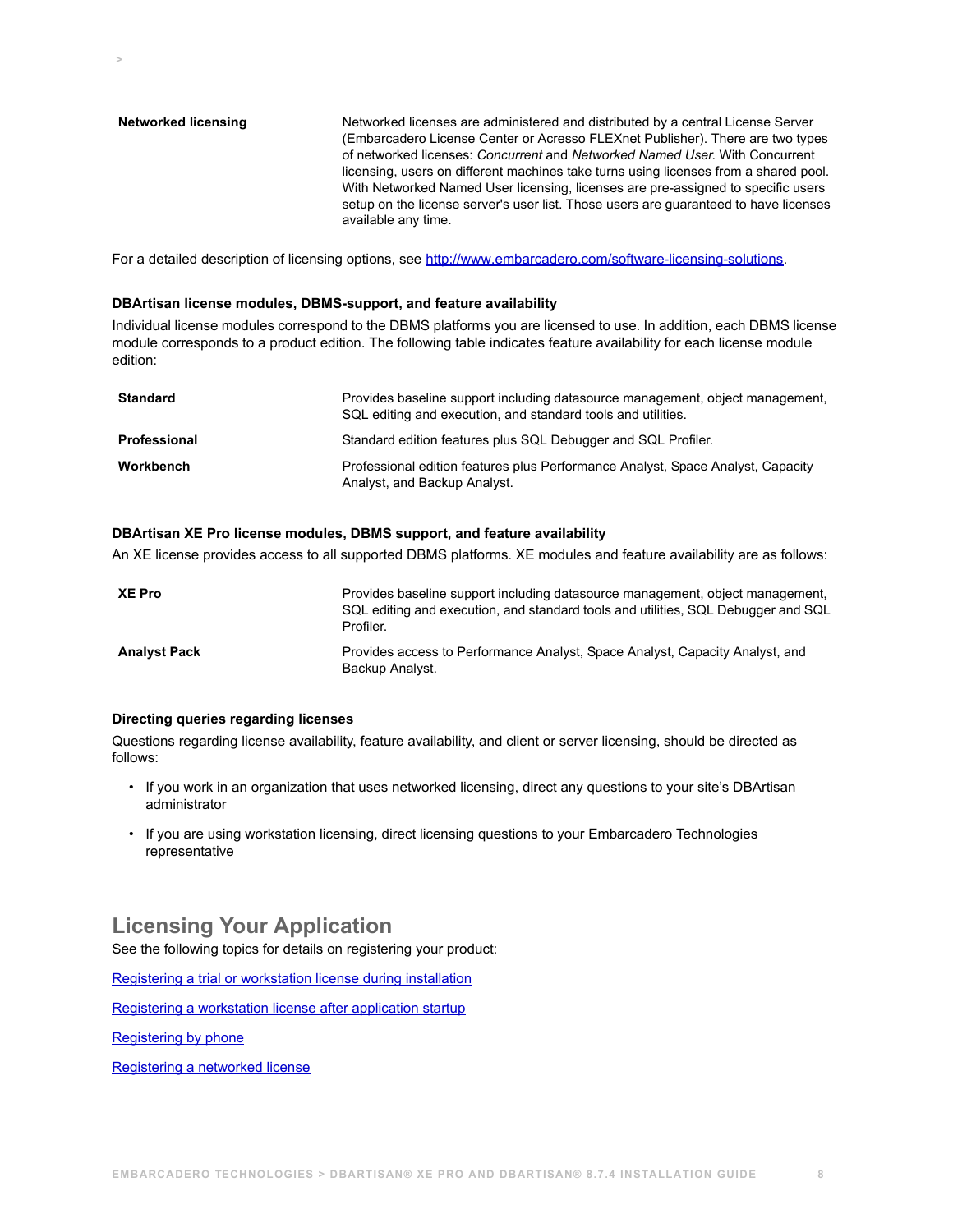| | |
|---|---|
| **Networked licensing** | Networked licenses are administered and distributed by a central License Server (Embarcadero License Center or Acresso FLEXnet Publisher). There are two types of networked licenses: *Concurrent* and *Networked Named User*. With Concurrent licensing, users on different machines take turns using licenses from a shared pool. With Networked Named User licensing, licenses are pre-assigned to specific users setup on the license server's user list. Those users are guaranteed to have licenses available any time. |

For a detailed description of licensing options, see [http://www.embarcadero.com/software-licensing-solutions](http://www.embarcadero.com/software-licensing-solutions).

#### DBArtisan license modules, DBMS-support, and feature availability

Individual license modules correspond to the DBMS platforms you are licensed to use. In addition, each DBMS license module corresponds to a product edition. The following table indicates feature availability for each license module edition:

| | |
|---|---|
| **Standard** | Provides baseline support including datasource management, object management, SQL editing and execution, and standard tools and utilities. |
| **Professional** | Standard edition features plus SQL Debugger and SQL Profiler. |
| **Workbench** | Professional edition features plus Performance Analyst, Space Analyst, Capacity Analyst, and Backup Analyst. |

#### DBArtisan XE Pro license modules, DBMS support, and feature availability

An XE license provides access to all supported DBMS platforms. XE modules and feature availability are as follows:

| | |
|---|---|
| **XE Pro** | Provides baseline support including datasource management, object management, SQL editing and execution, and standard tools and utilities, SQL Debugger and SQL Profiler. |
| **Analyst Pack** | Provides access to Performance Analyst, Space Analyst, Capacity Analyst, and Backup Analyst. |

#### Directing queries regarding licenses

Questions regarding license availability, feature availability, and client or server licensing, should be directed as follows:

- If you work in an organization that uses networked licensing, direct any questions to your site's DBArtisan administrator
- If you are using workstation licensing, direct licensing questions to your Embarcadero Technologies representative

## Licensing Your Application

See the following topics for details on registering your product:

Registering a trial or workstation license during installation

Registering a workstation license after application startup

Registering by phone

Registering a networked license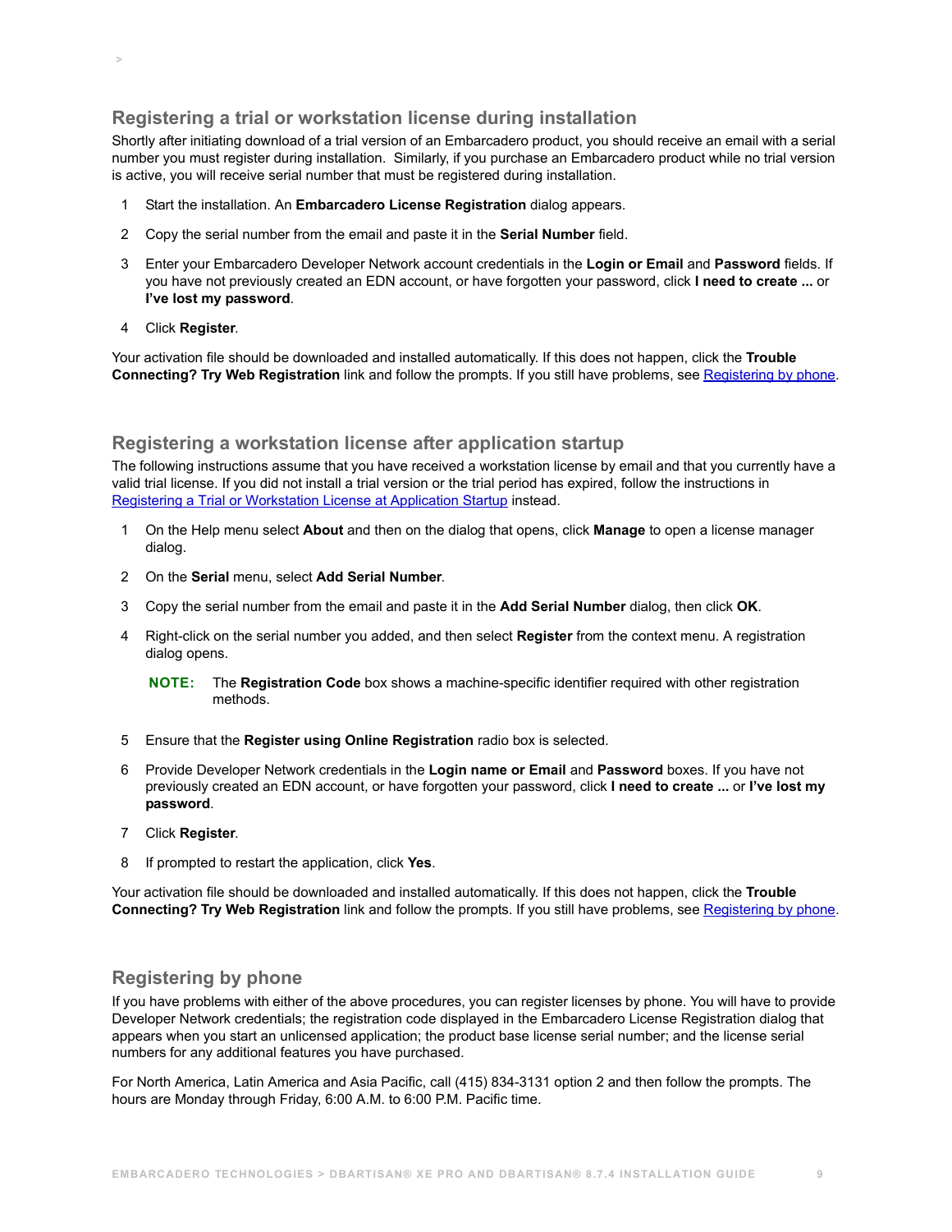## Registering a trial or workstation license during installation

Shortly after initiating download of a trial version of an Embarcadero product, you should receive an email with a serial number you must register during installation. Similarly, if you purchase an Embarcadero product while no trial version is active, you will receive serial number that must be registered during installation.

1. Start the installation. An **Embarcadero License Registration** dialog appears.
2. Copy the serial number from the email and paste it in the **Serial Number** field.
3. Enter your Embarcadero Developer Network account credentials in the **Login or Email** and **Password** fields. If you have not previously created an EDN account, or have forgotten your password, click **I need to create ...** or **I've lost my password**.
4. Click **Register**.

Your activation file should be downloaded and installed automatically. If this does not happen, click the **Trouble Connecting? Try Web Registration** link and follow the prompts. If you still have problems, see Registering by phone.

## Registering a workstation license after application startup

The following instructions assume that you have received a workstation license by email and that you currently have a valid trial license. If you did not install a trial version or the trial period has expired, follow the instructions in Registering a Trial or Workstation License at Application Startup instead.

1. On the Help menu select **About** and then on the dialog that opens, click **Manage** to open a license manager dialog.
2. On the **Serial** menu, select **Add Serial Number**.
3. Copy the serial number from the email and paste it in the **Add Serial Number** dialog, then click **OK**.
4. Right-click on the serial number you added, and then select **Register** from the context menu. A registration dialog opens.

   **NOTE:** The **Registration Code** box shows a machine-specific identifier required with other registration methods.

5. Ensure that the **Register using Online Registration** radio box is selected.
6. Provide Developer Network credentials in the **Login name or Email** and **Password** boxes. If you have not previously created an EDN account, or have forgotten your password, click **I need to create ...** or **I've lost my password**.
7. Click **Register**.
8. If prompted to restart the application, click **Yes**.

Your activation file should be downloaded and installed automatically. If this does not happen, click the **Trouble Connecting? Try Web Registration** link and follow the prompts. If you still have problems, see Registering by phone.

## Registering by phone

If you have problems with either of the above procedures, you can register licenses by phone. You will have to provide Developer Network credentials; the registration code displayed in the Embarcadero License Registration dialog that appears when you start an unlicensed application; the product base license serial number; and the license serial numbers for any additional features you have purchased.

For North America, Latin America and Asia Pacific, call (415) 834-3131 option 2 and then follow the prompts. The hours are Monday through Friday, 6:00 A.M. to 6:00 P.M. Pacific time.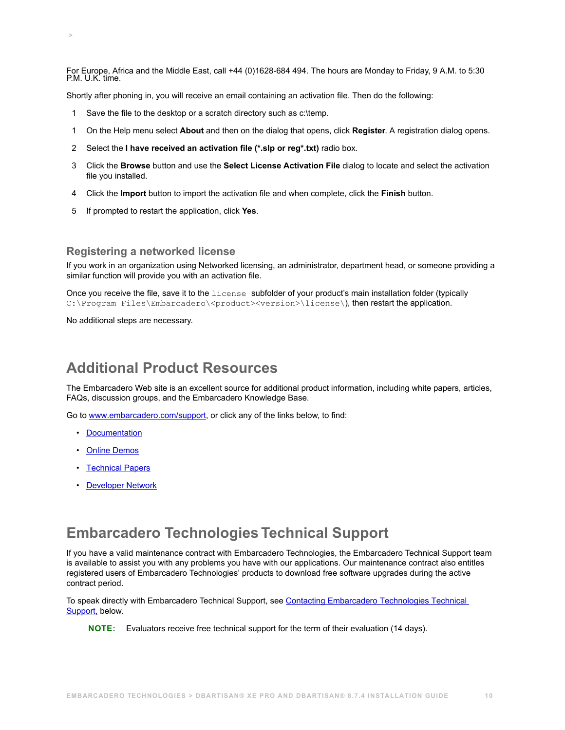For Europe, Africa and the Middle East, call +44 (0)1628-684 494. The hours are Monday to Friday, 9 A.M. to 5:30 P.M. U.K. time.

Shortly after phoning in, you will receive an email containing an activation file. Then do the following:

1. Save the file to the desktop or a scratch directory such as c:\temp.

1. On the Help menu select **About** and then on the dialog that opens, click **Register**. A registration dialog opens.
2. Select the **I have received an activation file (*.slp or reg*.txt)** radio box.
3. Click the **Browse** button and use the **Select License Activation File** dialog to locate and select the activation file you installed.
4. Click the **Import** button to import the activation file and when complete, click the **Finish** button.
5. If prompted to restart the application, click **Yes**.

### Registering a networked license

If you work in an organization using Networked licensing, an administrator, department head, or someone providing a similar function will provide you with an activation file.

Once you receive the file, save it to the `license` subfolder of your product's main installation folder (typically `C:\Program Files\Embarcadero\<product><version>\license\`), then restart the application.

No additional steps are necessary.

## Additional Product Resources

The Embarcadero Web site is an excellent source for additional product information, including white papers, articles, FAQs, discussion groups, and the Embarcadero Knowledge Base.

Go to www.embarcadero.com/support, or click any of the links below, to find:

- Documentation
- Online Demos
- Technical Papers
- Developer Network

## Embarcadero Technologies Technical Support

If you have a valid maintenance contract with Embarcadero Technologies, the Embarcadero Technical Support team is available to assist you with any problems you have with our applications. Our maintenance contract also entitles registered users of Embarcadero Technologies' products to download free software upgrades during the active contract period.

To speak directly with Embarcadero Technical Support, see Contacting Embarcadero Technologies Technical Support, below.

**NOTE:** Evaluators receive free technical support for the term of their evaluation (14 days).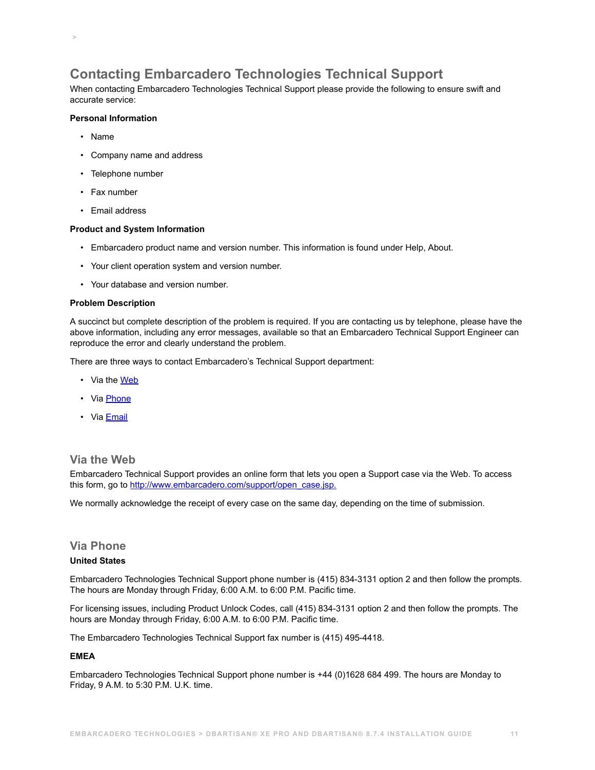## Contacting Embarcadero Technologies Technical Support

When contacting Embarcadero Technologies Technical Support please provide the following to ensure swift and accurate service:

**Personal Information**

- Name
- Company name and address
- Telephone number
- Fax number
- Email address

**Product and System Information**

- Embarcadero product name and version number. This information is found under Help, About.
- Your client operation system and version number.
- Your database and version number.

**Problem Description**

A succinct but complete description of the problem is required. If you are contacting us by telephone, please have the above information, including any error messages, available so that an Embarcadero Technical Support Engineer can reproduce the error and clearly understand the problem.

There are three ways to contact Embarcadero's Technical Support department:

- Via the Web
- Via Phone
- Via Email

### Via the Web

Embarcadero Technical Support provides an online form that lets you open a Support case via the Web. To access this form, go to http://www.embarcadero.com/support/open_case.jsp.

We normally acknowledge the receipt of every case on the same day, depending on the time of submission.

### Via Phone

**United States**

Embarcadero Technologies Technical Support phone number is (415) 834-3131 option 2 and then follow the prompts. The hours are Monday through Friday, 6:00 A.M. to 6:00 P.M. Pacific time.

For licensing issues, including Product Unlock Codes, call (415) 834-3131 option 2 and then follow the prompts. The hours are Monday through Friday, 6:00 A.M. to 6:00 P.M. Pacific time.

The Embarcadero Technologies Technical Support fax number is (415) 495-4418.

**EMEA**

Embarcadero Technologies Technical Support phone number is +44 (0)1628 684 499. The hours are Monday to Friday, 9 A.M. to 5:30 P.M. U.K. time.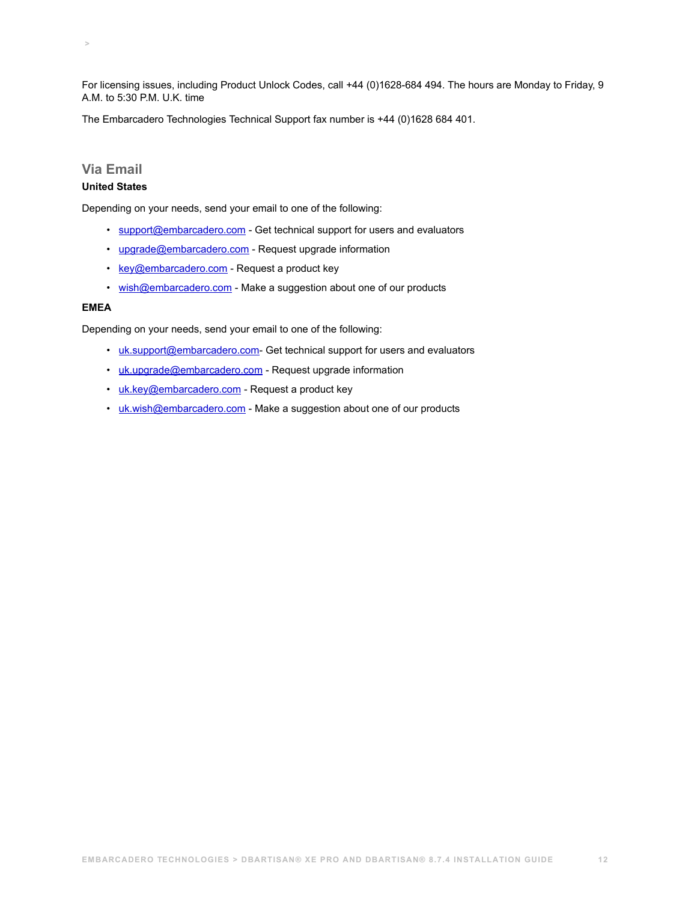For licensing issues, including Product Unlock Codes, call +44 (0)1628-684 494. The hours are Monday to Friday, 9 A.M. to 5:30 P.M. U.K. time

The Embarcadero Technologies Technical Support fax number is +44 (0)1628 684 401.

## Via Email

**United States**

Depending on your needs, send your email to one of the following:

- support@embarcadero.com - Get technical support for users and evaluators
- upgrade@embarcadero.com - Request upgrade information
- key@embarcadero.com - Request a product key
- wish@embarcadero.com - Make a suggestion about one of our products

**EMEA**

Depending on your needs, send your email to one of the following:

- uk.support@embarcadero.com- Get technical support for users and evaluators
- uk.upgrade@embarcadero.com - Request upgrade information
- uk.key@embarcadero.com - Request a product key
- uk.wish@embarcadero.com - Make a suggestion about one of our products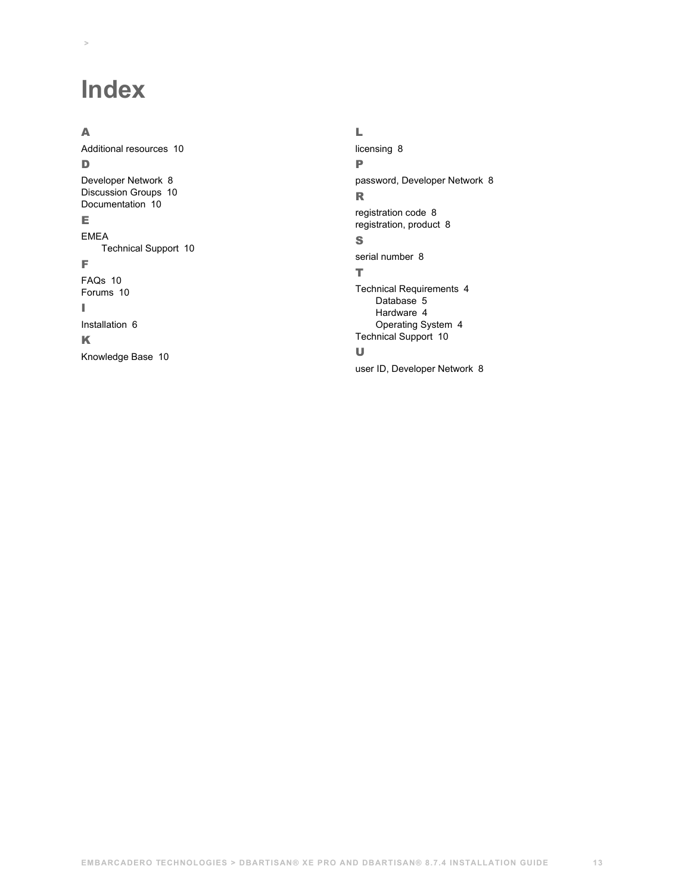# Index

## A

Additional resources 10

## D

Developer Network 8
Discussion Groups 10
Documentation 10

## E

EMEA
- Technical Support 10

## F

FAQs 10
Forums 10

## I

Installation 6

## K

Knowledge Base 10

## L

licensing 8

## P

password, Developer Network 8

## R

registration code 8
registration, product 8

## S

serial number 8

## T

Technical Requirements 4
- Database 5
- Hardware 4
- Operating System 4

Technical Support 10

## U

user ID, Developer Network 8